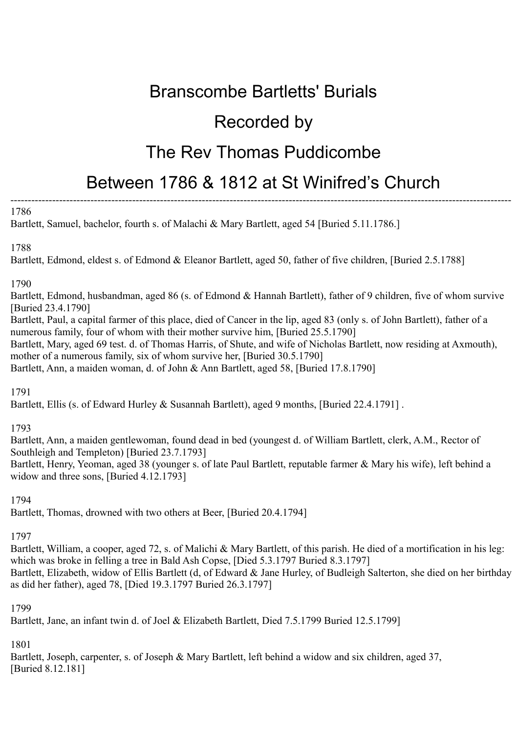# Branscombe Bartletts' Burials

# Recorded by

# The Rev Thomas Puddicombe

# Between 1786 & 1812 at St Winifred's Church

---

1786

Bartlett, Samuel, bachelor, fourth s. of Malachi & Mary Bartlett, aged 54 [Buried 5.11.1786.]

1788

Bartlett, Edmond, eldest s. of Edmond & Eleanor Bartlett, aged 50, father of five children, [Buried 2.5.1788]

1790

Bartlett, Edmond, husbandman, aged 86 (s. of Edmond & Hannah Bartlett), father of 9 children, five of whom survive [Buried 23.4.1790]

Bartlett, Paul, a capital farmer of this place, died of Cancer in the lip, aged 83 (only s. of John Bartlett), father of a numerous family, four of whom with their mother survive him, [Buried 25.5.1790]

Bartlett, Mary, aged 69 test. d. of Thomas Harris, of Shute, and wife of Nicholas Bartlett, now residing at Axmouth), mother of a numerous family, six of whom survive her, [Buried 30.5.1790]

Bartlett, Ann, a maiden woman, d. of John & Ann Bartlett, aged 58, [Buried 17.8.1790]

1791

Bartlett, Ellis (s. of Edward Hurley & Susannah Bartlett), aged 9 months, [Buried 22.4.1791] .

1793

Bartlett, Ann, a maiden gentlewoman, found dead in bed (youngest d. of William Bartlett, clerk, A.M., Rector of Southleigh and Templeton) [Buried 23.7.1793]

Bartlett, Henry, Yeoman, aged 38 (younger s. of late Paul Bartlett, reputable farmer & Mary his wife), left behind a widow and three sons, [Buried 4.12.1793]

1794

Bartlett, Thomas, drowned with two others at Beer, [Buried 20.4.1794]

1797

Bartlett, William, a cooper, aged 72, s. of Malichi & Mary Bartlett, of this parish. He died of a mortification in his leg: which was broke in felling a tree in Bald Ash Copse, [Died 5.3.1797 Buried 8.3.1797]

Bartlett, Elizabeth, widow of Ellis Bartlett (d, of Edward & Jane Hurley, of Budleigh Salterton, she died on her birthday as did her father), aged 78, [Died 19.3.1797 Buried 26.3.1797]

1799

Bartlett, Jane, an infant twin d. of Joel & Elizabeth Bartlett, Died 7.5.1799 Buried 12.5.1799]

1801

Bartlett, Joseph, carpenter, s. of Joseph & Mary Bartlett, left behind a widow and six children, aged 37, [Buried 8.12.181]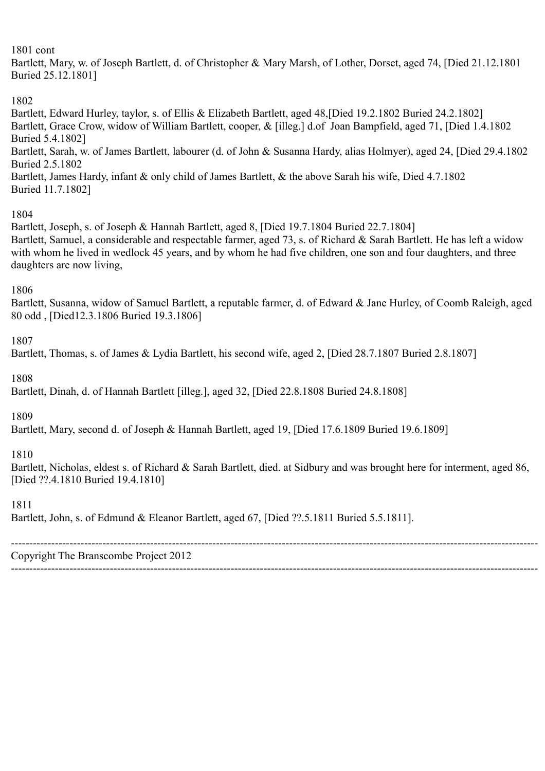1801 cont

Bartlett, Mary, w. of Joseph Bartlett, d. of Christopher & Mary Marsh, of Lother, Dorset, aged 74, [Died 21.12.1801 Buried 25.12.1801]

1802

Bartlett, Edward Hurley, taylor, s. of Ellis & Elizabeth Bartlett, aged 48,[Died 19.2.1802 Buried 24.2.1802]
Bartlett, Grace Crow, widow of William Bartlett, cooper, & [illeg.] d.of Joan Bampfield, aged 71, [Died 1.4.1802 Buried 5.4.1802]
Bartlett, Sarah, w. of James Bartlett, labourer (d. of John & Susanna Hardy, alias Holmyer), aged 24, [Died 29.4.1802 Buried 2.5.1802
Bartlett, James Hardy, infant & only child of James Bartlett, & the above Sarah his wife, Died 4.7.1802 Buried 11.7.1802]

1804

Bartlett, Joseph, s. of Joseph & Hannah Bartlett, aged 8, [Died 19.7.1804 Buried 22.7.1804]
Bartlett, Samuel, a considerable and respectable farmer, aged 73, s. of Richard & Sarah Bartlett. He has left a widow with whom he lived in wedlock 45 years, and by whom he had five children, one son and four daughters, and three daughters are now living,

1806

Bartlett, Susanna, widow of Samuel Bartlett, a reputable farmer, d. of Edward & Jane Hurley, of Coomb Raleigh, aged 80 odd , [Died12.3.1806 Buried 19.3.1806]

1807

Bartlett, Thomas, s. of James & Lydia Bartlett, his second wife, aged 2, [Died 28.7.1807 Buried 2.8.1807]

1808

Bartlett, Dinah, d. of Hannah Bartlett [illeg.], aged 32, [Died 22.8.1808 Buried 24.8.1808]

1809

Bartlett, Mary, second d. of Joseph & Hannah Bartlett, aged 19, [Died 17.6.1809 Buried 19.6.1809]

1810

Bartlett, Nicholas, eldest s. of Richard & Sarah Bartlett, died. at Sidbury and was brought here for interment, aged 86, [Died ??.4.1810 Buried 19.4.1810]

1811

Bartlett, John, s. of Edmund & Eleanor Bartlett, aged 67, [Died ??.5.1811 Buried 5.5.1811].

---

Copyright The Branscombe Project 2012

---